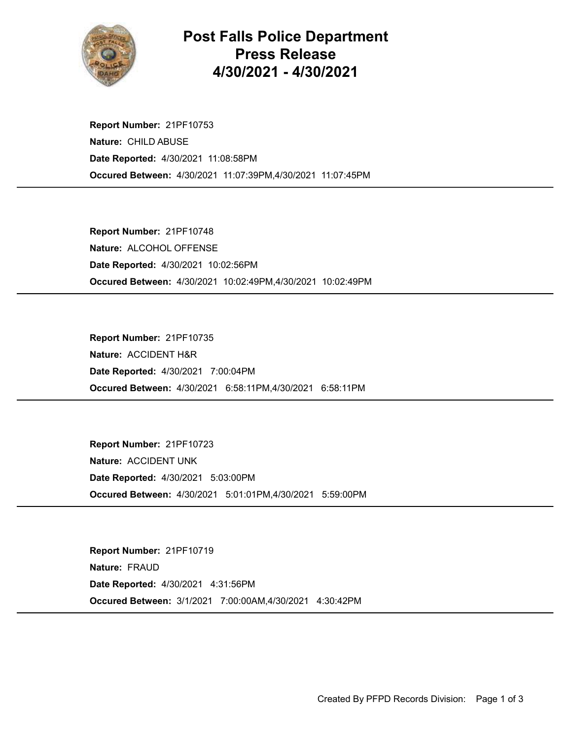# Post Falls Police Department Press Release 4/30/2021 - 4/30/2021

**Report Number:** 21PF10753
**Nature:** CHILD ABUSE
**Date Reported:** 4/30/2021 11:08:58PM
**Occured Between:** 4/30/2021 11:07:39PM,4/30/2021 11:07:45PM

---

**Report Number:** 21PF10748
**Nature:** ALCOHOL OFFENSE
**Date Reported:** 4/30/2021 10:02:56PM
**Occured Between:** 4/30/2021 10:02:49PM,4/30/2021 10:02:49PM

---

**Report Number:** 21PF10735
**Nature:** ACCIDENT H&R
**Date Reported:** 4/30/2021 7:00:04PM
**Occured Between:** 4/30/2021 6:58:11PM,4/30/2021 6:58:11PM

---

**Report Number:** 21PF10723
**Nature:** ACCIDENT UNK
**Date Reported:** 4/30/2021 5:03:00PM
**Occured Between:** 4/30/2021 5:01:01PM,4/30/2021 5:59:00PM

---

**Report Number:** 21PF10719
**Nature:** FRAUD
**Date Reported:** 4/30/2021 4:31:56PM
**Occured Between:** 3/1/2021 7:00:00AM,4/30/2021 4:30:42PM

---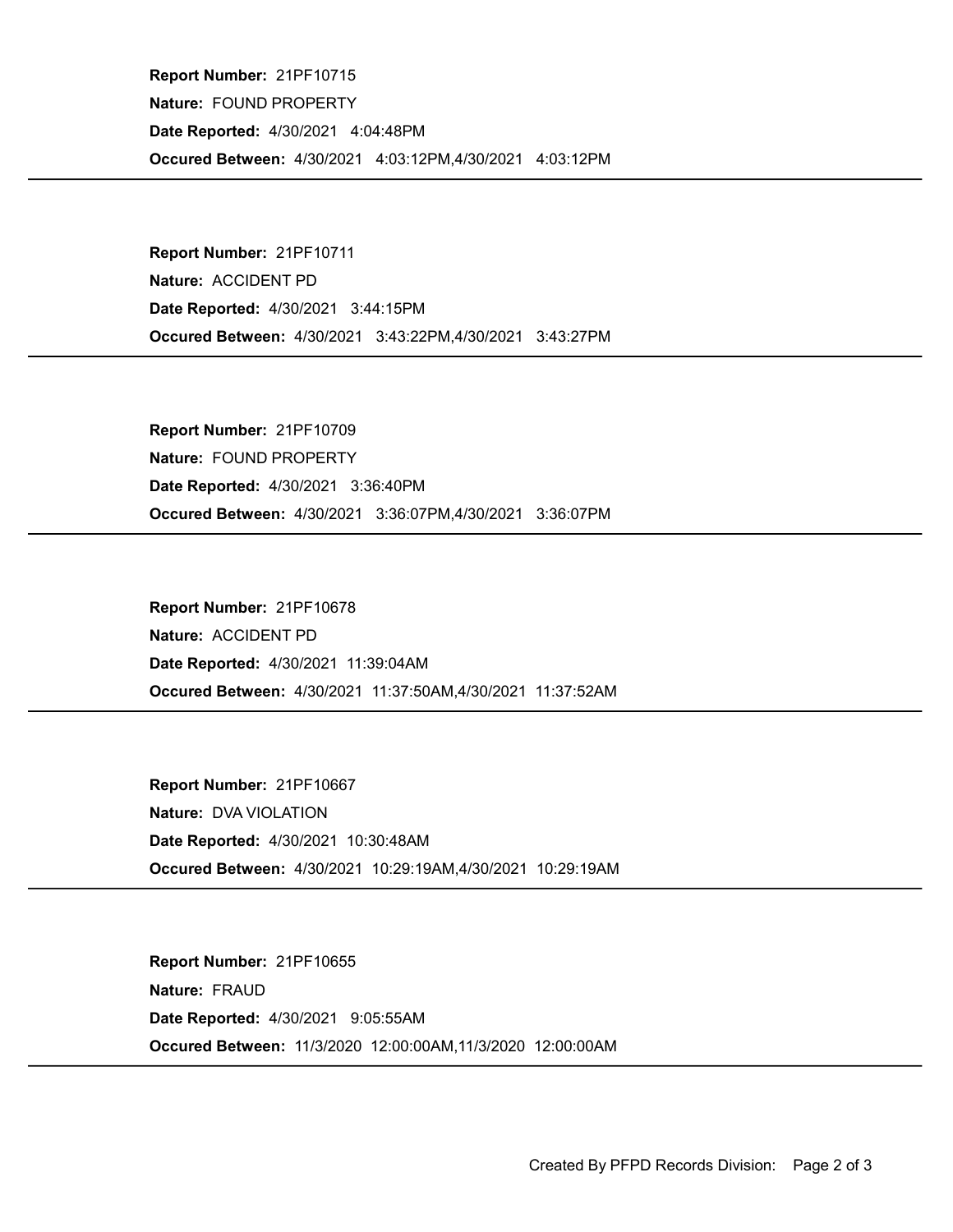**Report Number:** 21PF10715
**Nature:** FOUND PROPERTY
**Date Reported:** 4/30/2021 4:04:48PM
**Occured Between:** 4/30/2021 4:03:12PM,4/30/2021 4:03:12PM

---

**Report Number:** 21PF10711
**Nature:** ACCIDENT PD
**Date Reported:** 4/30/2021 3:44:15PM
**Occured Between:** 4/30/2021 3:43:22PM,4/30/2021 3:43:27PM

---

**Report Number:** 21PF10709
**Nature:** FOUND PROPERTY
**Date Reported:** 4/30/2021 3:36:40PM
**Occured Between:** 4/30/2021 3:36:07PM,4/30/2021 3:36:07PM

---

**Report Number:** 21PF10678
**Nature:** ACCIDENT PD
**Date Reported:** 4/30/2021 11:39:04AM
**Occured Between:** 4/30/2021 11:37:50AM,4/30/2021 11:37:52AM

---

**Report Number:** 21PF10667
**Nature:** DVA VIOLATION
**Date Reported:** 4/30/2021 10:30:48AM
**Occured Between:** 4/30/2021 10:29:19AM,4/30/2021 10:29:19AM

---

**Report Number:** 21PF10655
**Nature:** FRAUD
**Date Reported:** 4/30/2021 9:05:55AM
**Occured Between:** 11/3/2020 12:00:00AM,11/3/2020 12:00:00AM

---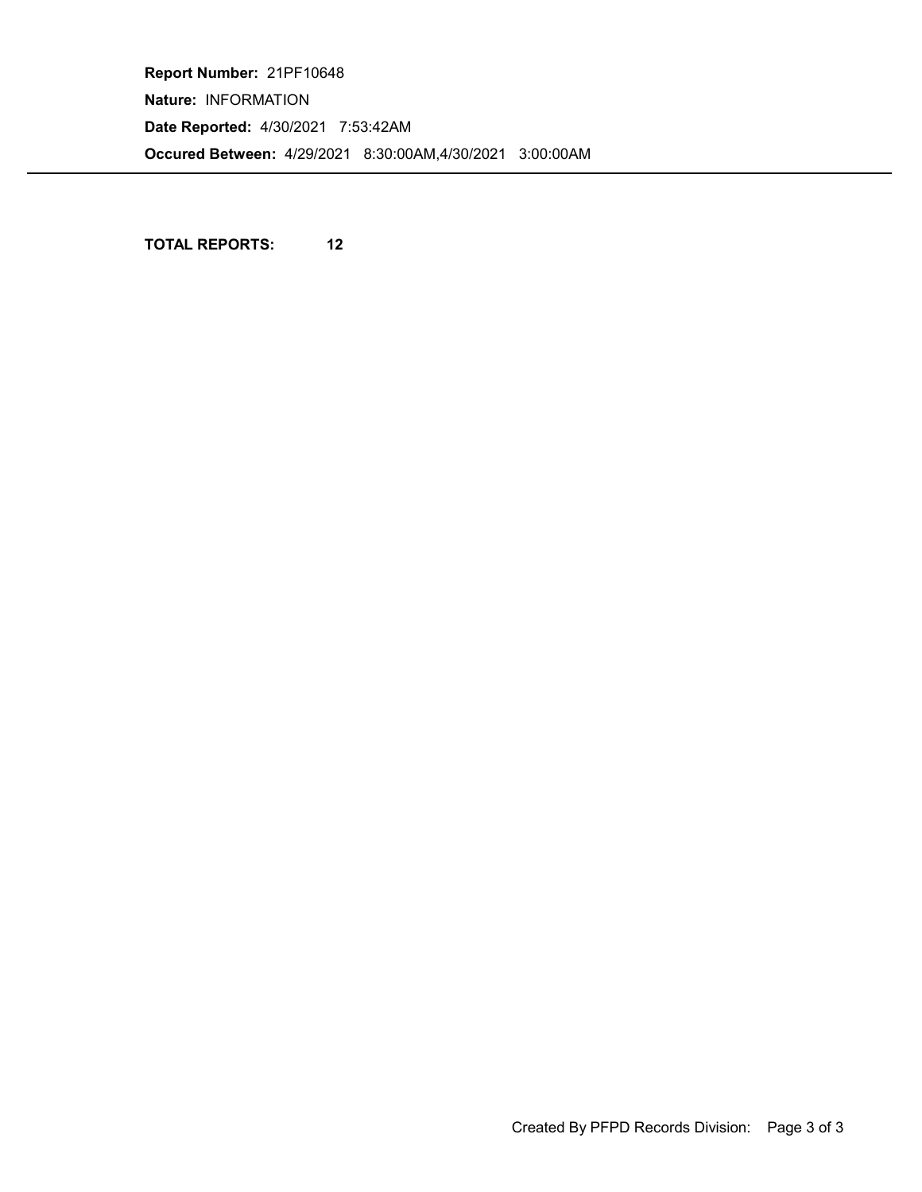**Report Number:** 21PF10648

**Nature:** INFORMATION

**Date Reported:** 4/30/2021 7:53:42AM

**Occured Between:** 4/29/2021 8:30:00AM,4/30/2021 3:00:00AM

---

**TOTAL REPORTS: 12**

Created By PFPD Records Division: